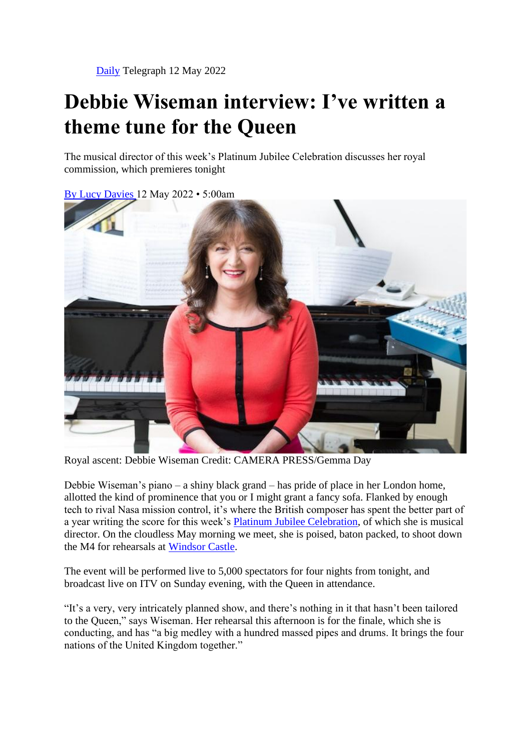Daily Telegraph 12 May 2022

# Debbie Wiseman interview: I've written a theme tune for the Queen

The musical director of this week's Platinum Jubilee Celebration discusses her royal commission, which premieres tonight

By Lucy Davies 12 May 2022 • 5:00am

Royal ascent: Debbie Wiseman Credit: CAMERA PRESS/Gemma Day

Debbie Wiseman's piano – a shiny black grand – has pride of place in her London home, allotted the kind of prominence that you or I might grant a fancy sofa. Flanked by enough tech to rival Nasa mission control, it's where the British composer has spent the better part of a year writing the score for this week's Platinum Jubilee Celebration, of which she is musical director. On the cloudless May morning we meet, she is poised, baton packed, to shoot down the M4 for rehearsals at Windsor Castle.

The event will be performed live to 5,000 spectators for four nights from tonight, and broadcast live on ITV on Sunday evening, with the Queen in attendance.

"It's a very, very intricately planned show, and there's nothing in it that hasn't been tailored to the Queen," says Wiseman. Her rehearsal this afternoon is for the finale, which she is conducting, and has "a big medley with a hundred massed pipes and drums. It brings the four nations of the United Kingdom together."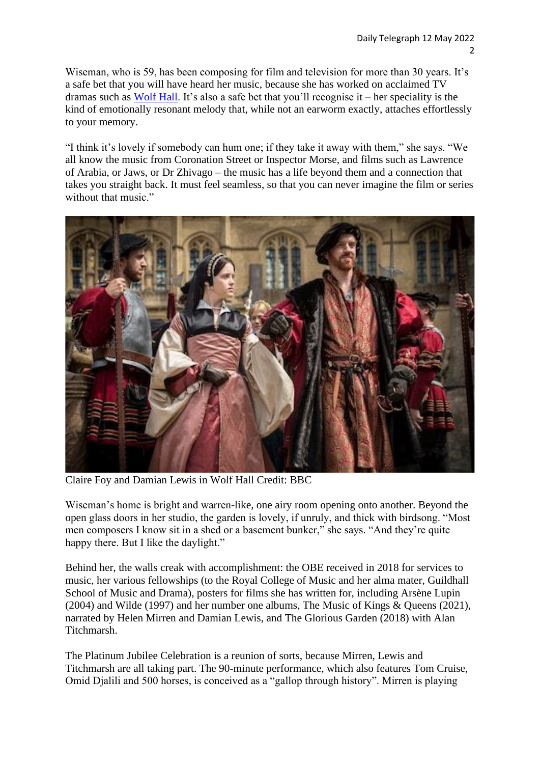Wiseman, who is 59, has been composing for film and television for more than 30 years. It's a safe bet that you will have heard her music, because she has worked on acclaimed TV dramas such as Wolf Hall. It's also a safe bet that you'll recognise it – her speciality is the kind of emotionally resonant melody that, while not an earworm exactly, attaches effortlessly to your memory.

"I think it's lovely if somebody can hum one; if they take it away with them," she says. "We all know the music from Coronation Street or Inspector Morse, and films such as Lawrence of Arabia, or Jaws, or Dr Zhivago – the music has a life beyond them and a connection that takes you straight back. It must feel seamless, so that you can never imagine the film or series without that music."

Claire Foy and Damian Lewis in Wolf Hall Credit: BBC

Wiseman's home is bright and warren-like, one airy room opening onto another. Beyond the open glass doors in her studio, the garden is lovely, if unruly, and thick with birdsong. "Most men composers I know sit in a shed or a basement bunker," she says. "And they're quite happy there. But I like the daylight."

Behind her, the walls creak with accomplishment: the OBE received in 2018 for services to music, her various fellowships (to the Royal College of Music and her alma mater, Guildhall School of Music and Drama), posters for films she has written for, including Arsène Lupin (2004) and Wilde (1997) and her number one albums, The Music of Kings & Queens (2021), narrated by Helen Mirren and Damian Lewis, and The Glorious Garden (2018) with Alan Titchmarsh.

The Platinum Jubilee Celebration is a reunion of sorts, because Mirren, Lewis and Titchmarsh are all taking part. The 90-minute performance, which also features Tom Cruise, Omid Djalili and 500 horses, is conceived as a "gallop through history". Mirren is playing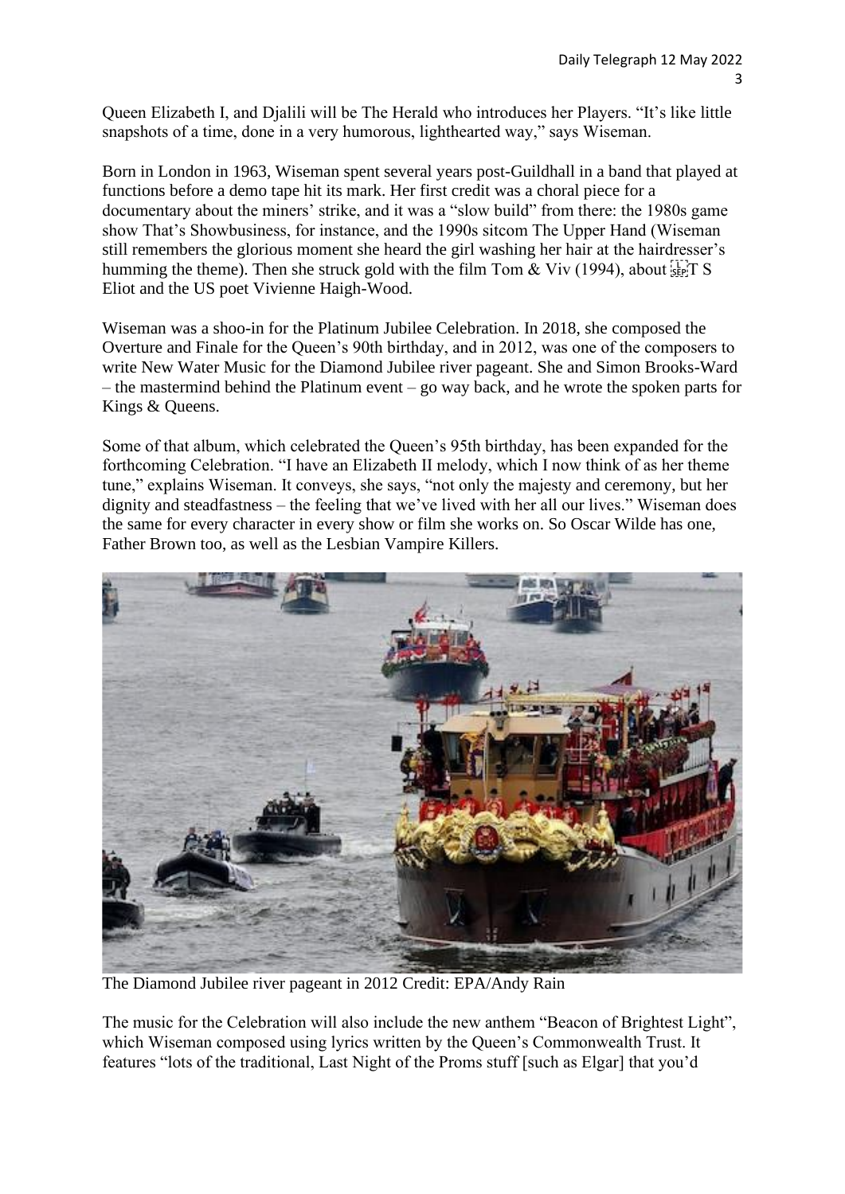Queen Elizabeth I, and Djalili will be The Herald who introduces her Players. "It's like little snapshots of a time, done in a very humorous, lighthearted way," says Wiseman.

Born in London in 1963, Wiseman spent several years post-Guildhall in a band that played at functions before a demo tape hit its mark. Her first credit was a choral piece for a documentary about the miners' strike, and it was a "slow build" from there: the 1980s game show That's Showbusiness, for instance, and the 1990s sitcom The Upper Hand (Wiseman still remembers the glorious moment she heard the girl washing her hair at the hairdresser's humming the theme). Then she struck gold with the film Tom & Viv (1994), about T S Eliot and the US poet Vivienne Haigh-Wood.

Wiseman was a shoo-in for the Platinum Jubilee Celebration. In 2018, she composed the Overture and Finale for the Queen's 90th birthday, and in 2012, was one of the composers to write New Water Music for the Diamond Jubilee river pageant. She and Simon Brooks-Ward – the mastermind behind the Platinum event – go way back, and he wrote the spoken parts for Kings & Queens.

Some of that album, which celebrated the Queen's 95th birthday, has been expanded for the forthcoming Celebration. "I have an Elizabeth II melody, which I now think of as her theme tune," explains Wiseman. It conveys, she says, "not only the majesty and ceremony, but her dignity and steadfastness – the feeling that we've lived with her all our lives." Wiseman does the same for every character in every show or film she works on. So Oscar Wilde has one, Father Brown too, as well as the Lesbian Vampire Killers.

The Diamond Jubilee river pageant in 2012 Credit: EPA/Andy Rain

The music for the Celebration will also include the new anthem "Beacon of Brightest Light", which Wiseman composed using lyrics written by the Queen's Commonwealth Trust. It features "lots of the traditional, Last Night of the Proms stuff [such as Elgar] that you'd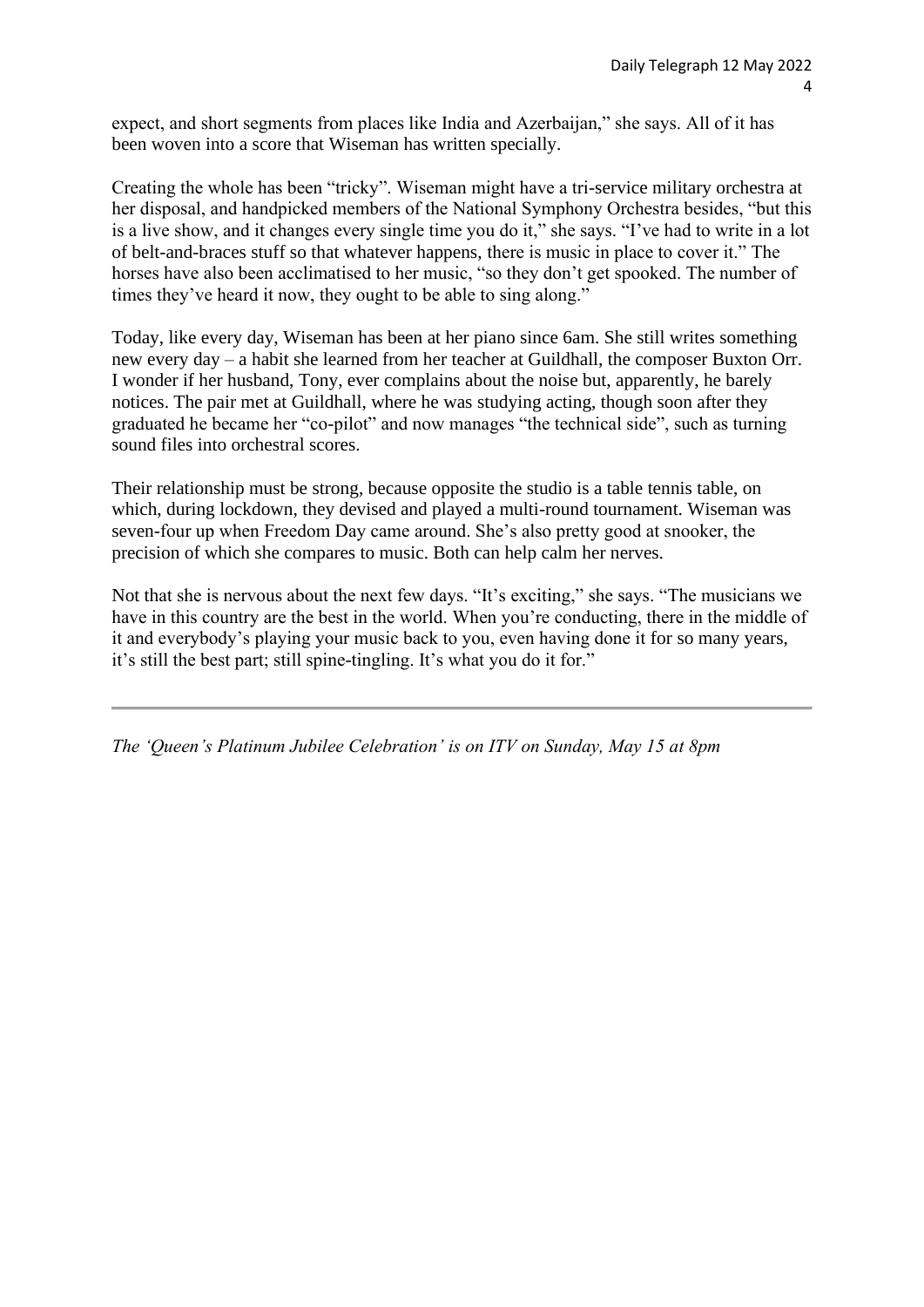expect, and short segments from places like India and Azerbaijan," she says. All of it has been woven into a score that Wiseman has written specially.

Creating the whole has been "tricky". Wiseman might have a tri-service military orchestra at her disposal, and handpicked members of the National Symphony Orchestra besides, "but this is a live show, and it changes every single time you do it," she says. "I've had to write in a lot of belt-and-braces stuff so that whatever happens, there is music in place to cover it." The horses have also been acclimatised to her music, "so they don't get spooked. The number of times they've heard it now, they ought to be able to sing along."

Today, like every day, Wiseman has been at her piano since 6am. She still writes something new every day – a habit she learned from her teacher at Guildhall, the composer Buxton Orr. I wonder if her husband, Tony, ever complains about the noise but, apparently, he barely notices. The pair met at Guildhall, where he was studying acting, though soon after they graduated he became her "co-pilot" and now manages "the technical side", such as turning sound files into orchestral scores.

Their relationship must be strong, because opposite the studio is a table tennis table, on which, during lockdown, they devised and played a multi-round tournament. Wiseman was seven-four up when Freedom Day came around. She's also pretty good at snooker, the precision of which she compares to music. Both can help calm her nerves.

Not that she is nervous about the next few days. "It's exciting," she says. "The musicians we have in this country are the best in the world. When you're conducting, there in the middle of it and everybody's playing your music back to you, even having done it for so many years, it's still the best part; still spine-tingling. It's what you do it for."

---

*The 'Queen's Platinum Jubilee Celebration' is on ITV on Sunday, May 15 at 8pm*